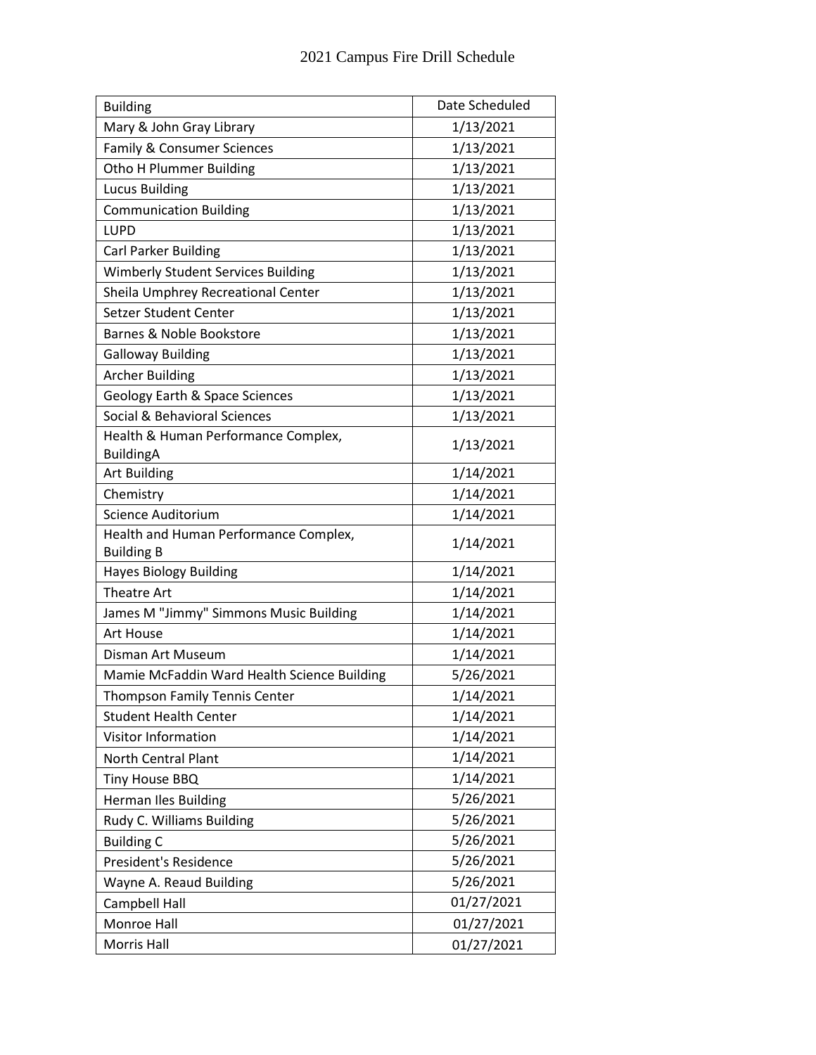# 2021 Campus Fire Drill Schedule

| Building | Date Scheduled |
| --- | --- |
| Mary & John Gray Library | 1/13/2021 |
| Family & Consumer Sciences | 1/13/2021 |
| Otho H Plummer Building | 1/13/2021 |
| Lucus Building | 1/13/2021 |
| Communication Building | 1/13/2021 |
| LUPD | 1/13/2021 |
| Carl Parker Building | 1/13/2021 |
| Wimberly Student Services Building | 1/13/2021 |
| Sheila Umphrey Recreational Center | 1/13/2021 |
| Setzer Student Center | 1/13/2021 |
| Barnes & Noble Bookstore | 1/13/2021 |
| Galloway Building | 1/13/2021 |
| Archer Building | 1/13/2021 |
| Geology Earth & Space Sciences | 1/13/2021 |
| Social & Behavioral Sciences | 1/13/2021 |
| Health & Human Performance Complex, BuildingA | 1/13/2021 |
| Art Building | 1/14/2021 |
| Chemistry | 1/14/2021 |
| Science Auditorium | 1/14/2021 |
| Health and Human Performance Complex, Building B | 1/14/2021 |
| Hayes Biology Building | 1/14/2021 |
| Theatre Art | 1/14/2021 |
| James M "Jimmy" Simmons Music Building | 1/14/2021 |
| Art House | 1/14/2021 |
| Disman Art Museum | 1/14/2021 |
| Mamie McFaddin Ward Health Science Building | 5/26/2021 |
| Thompson Family Tennis Center | 1/14/2021 |
| Student Health Center | 1/14/2021 |
| Visitor Information | 1/14/2021 |
| North Central Plant | 1/14/2021 |
| Tiny House BBQ | 1/14/2021 |
| Herman Iles Building | 5/26/2021 |
| Rudy C. Williams Building | 5/26/2021 |
| Building C | 5/26/2021 |
| President's Residence | 5/26/2021 |
| Wayne A. Reaud Building | 5/26/2021 |
| Campbell Hall | 01/27/2021 |
| Monroe Hall | 01/27/2021 |
| Morris Hall | 01/27/2021 |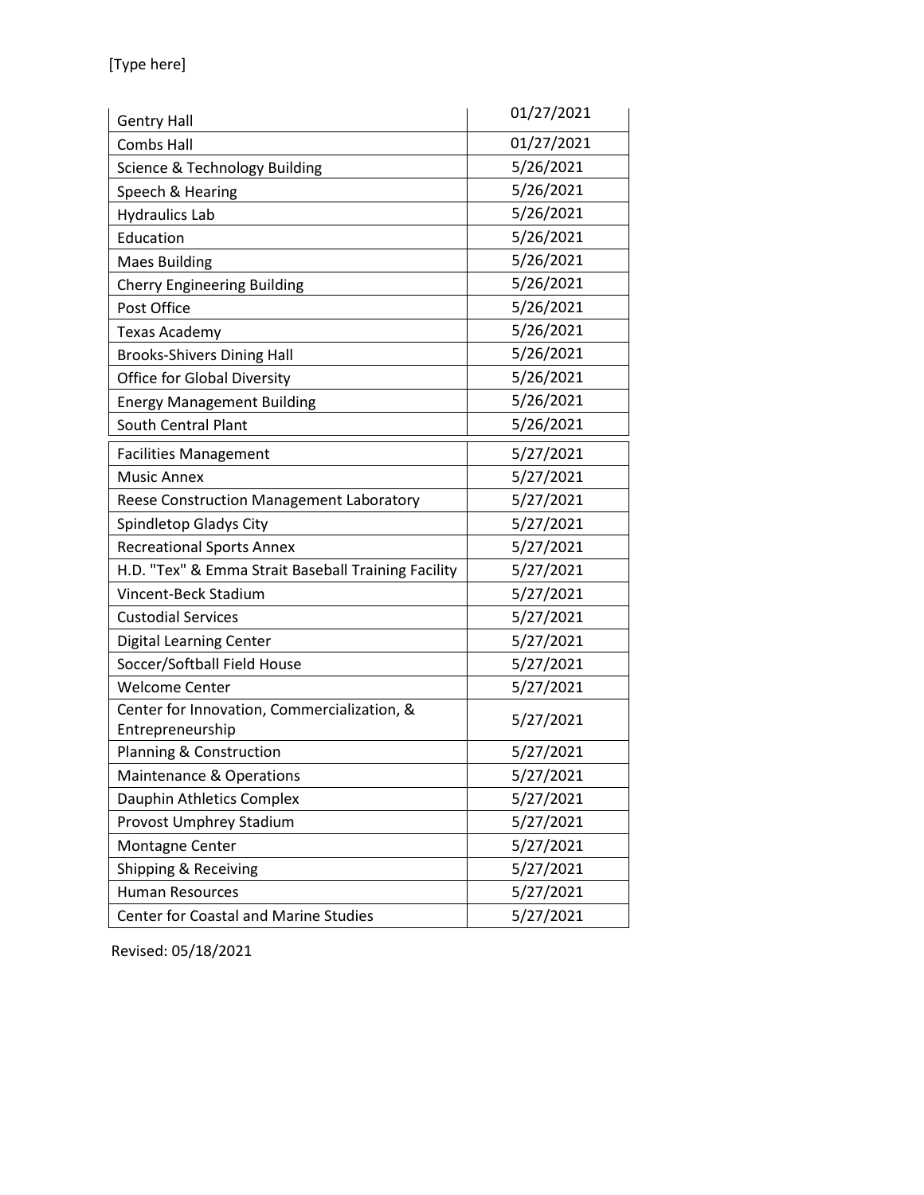[Type here]

| | |
|---|---|
| Gentry Hall | 01/27/2021 |
| Combs Hall | 01/27/2021 |
| Science & Technology Building | 5/26/2021 |
| Speech & Hearing | 5/26/2021 |
| Hydraulics Lab | 5/26/2021 |
| Education | 5/26/2021 |
| Maes Building | 5/26/2021 |
| Cherry Engineering Building | 5/26/2021 |
| Post Office | 5/26/2021 |
| Texas Academy | 5/26/2021 |
| Brooks-Shivers Dining Hall | 5/26/2021 |
| Office for Global Diversity | 5/26/2021 |
| Energy Management Building | 5/26/2021 |
| South Central Plant | 5/26/2021 |
| Facilities Management | 5/27/2021 |
| Music Annex | 5/27/2021 |
| Reese Construction Management Laboratory | 5/27/2021 |
| Spindletop Gladys City | 5/27/2021 |
| Recreational Sports Annex | 5/27/2021 |
| H.D. "Tex" & Emma Strait Baseball Training Facility | 5/27/2021 |
| Vincent-Beck Stadium | 5/27/2021 |
| Custodial Services | 5/27/2021 |
| Digital Learning Center | 5/27/2021 |
| Soccer/Softball Field House | 5/27/2021 |
| Welcome Center | 5/27/2021 |
| Center for Innovation, Commercialization, & Entrepreneurship | 5/27/2021 |
| Planning & Construction | 5/27/2021 |
| Maintenance & Operations | 5/27/2021 |
| Dauphin Athletics Complex | 5/27/2021 |
| Provost Umphrey Stadium | 5/27/2021 |
| Montagne Center | 5/27/2021 |
| Shipping & Receiving | 5/27/2021 |
| Human Resources | 5/27/2021 |
| Center for Coastal and Marine Studies | 5/27/2021 |

Revised: 05/18/2021